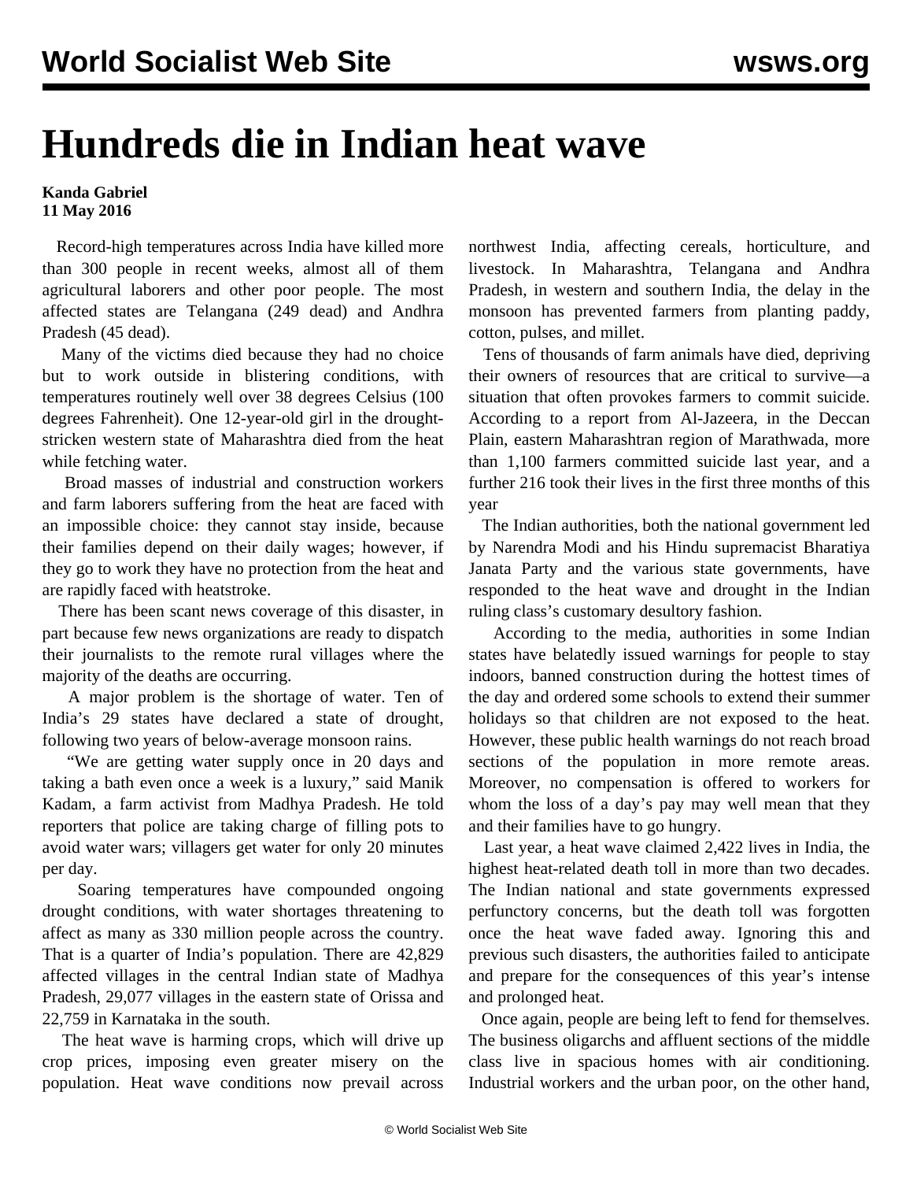# Hundreds die in Indian heat wave

**Kanda Gabriel**
**11 May 2016**

Record-high temperatures across India have killed more than 300 people in recent weeks, almost all of them agricultural laborers and other poor people. The most affected states are Telangana (249 dead) and Andhra Pradesh (45 dead).

Many of the victims died because they had no choice but to work outside in blistering conditions, with temperatures routinely well over 38 degrees Celsius (100 degrees Fahrenheit). One 12-year-old girl in the drought-stricken western state of Maharashtra died from the heat while fetching water.

Broad masses of industrial and construction workers and farm laborers suffering from the heat are faced with an impossible choice: they cannot stay inside, because their families depend on their daily wages; however, if they go to work they have no protection from the heat and are rapidly faced with heatstroke.

There has been scant news coverage of this disaster, in part because few news organizations are ready to dispatch their journalists to the remote rural villages where the majority of the deaths are occurring.

A major problem is the shortage of water. Ten of India's 29 states have declared a state of drought, following two years of below-average monsoon rains.

"We are getting water supply once in 20 days and taking a bath even once a week is a luxury," said Manik Kadam, a farm activist from Madhya Pradesh. He told reporters that police are taking charge of filling pots to avoid water wars; villagers get water for only 20 minutes per day.

Soaring temperatures have compounded ongoing drought conditions, with water shortages threatening to affect as many as 330 million people across the country. That is a quarter of India's population. There are 42,829 affected villages in the central Indian state of Madhya Pradesh, 29,077 villages in the eastern state of Orissa and 22,759 in Karnataka in the south.

The heat wave is harming crops, which will drive up crop prices, imposing even greater misery on the population. Heat wave conditions now prevail across northwest India, affecting cereals, horticulture, and livestock. In Maharashtra, Telangana and Andhra Pradesh, in western and southern India, the delay in the monsoon has prevented farmers from planting paddy, cotton, pulses, and millet.

Tens of thousands of farm animals have died, depriving their owners of resources that are critical to survive—a situation that often provokes farmers to commit suicide. According to a report from Al-Jazeera, in the Deccan Plain, eastern Maharashtran region of Marathwada, more than 1,100 farmers committed suicide last year, and a further 216 took their lives in the first three months of this year

The Indian authorities, both the national government led by Narendra Modi and his Hindu supremacist Bharatiya Janata Party and the various state governments, have responded to the heat wave and drought in the Indian ruling class's customary desultory fashion.

According to the media, authorities in some Indian states have belatedly issued warnings for people to stay indoors, banned construction during the hottest times of the day and ordered some schools to extend their summer holidays so that children are not exposed to the heat. However, these public health warnings do not reach broad sections of the population in more remote areas. Moreover, no compensation is offered to workers for whom the loss of a day's pay may well mean that they and their families have to go hungry.

Last year, a heat wave claimed 2,422 lives in India, the highest heat-related death toll in more than two decades. The Indian national and state governments expressed perfunctory concerns, but the death toll was forgotten once the heat wave faded away. Ignoring this and previous such disasters, the authorities failed to anticipate and prepare for the consequences of this year's intense and prolonged heat.

Once again, people are being left to fend for themselves. The business oligarchs and affluent sections of the middle class live in spacious homes with air conditioning. Industrial workers and the urban poor, on the other hand,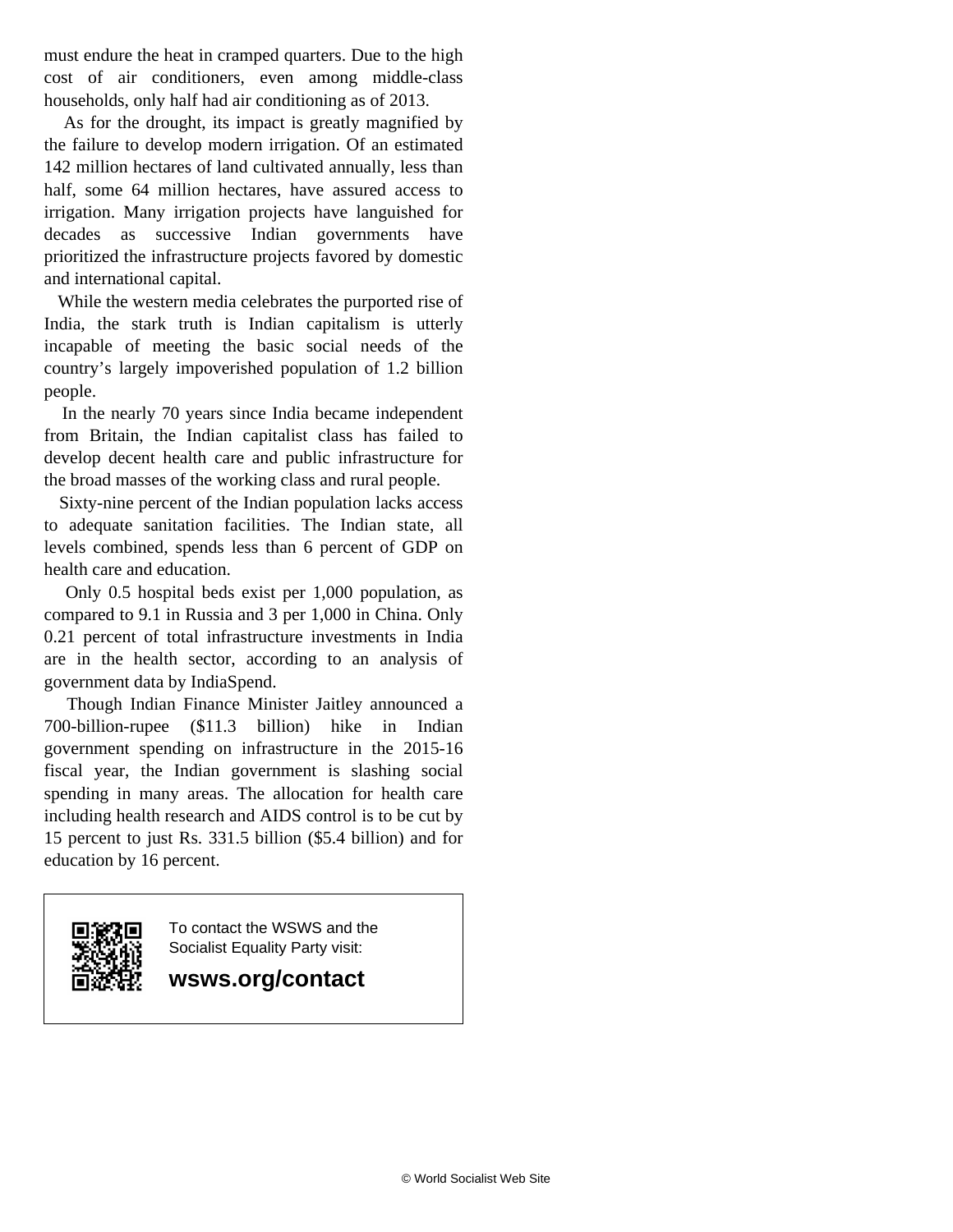must endure the heat in cramped quarters. Due to the high cost of air conditioners, even among middle-class households, only half had air conditioning as of 2013.

As for the drought, its impact is greatly magnified by the failure to develop modern irrigation. Of an estimated 142 million hectares of land cultivated annually, less than half, some 64 million hectares, have assured access to irrigation. Many irrigation projects have languished for decades as successive Indian governments have prioritized the infrastructure projects favored by domestic and international capital.

While the western media celebrates the purported rise of India, the stark truth is Indian capitalism is utterly incapable of meeting the basic social needs of the country's largely impoverished population of 1.2 billion people.

In the nearly 70 years since India became independent from Britain, the Indian capitalist class has failed to develop decent health care and public infrastructure for the broad masses of the working class and rural people.

Sixty-nine percent of the Indian population lacks access to adequate sanitation facilities. The Indian state, all levels combined, spends less than 6 percent of GDP on health care and education.

Only 0.5 hospital beds exist per 1,000 population, as compared to 9.1 in Russia and 3 per 1,000 in China. Only 0.21 percent of total infrastructure investments in India are in the health sector, according to an analysis of government data by IndiaSpend.

Though Indian Finance Minister Jaitley announced a 700-billion-rupee ($11.3 billion) hike in Indian government spending on infrastructure in the 2015-16 fiscal year, the Indian government is slashing social spending in many areas. The allocation for health care including health research and AIDS control is to be cut by 15 percent to just Rs. 331.5 billion ($5.4 billion) and for education by 16 percent.

To contact the WSWS and the Socialist Equality Party visit:

**wsws.org/contact**